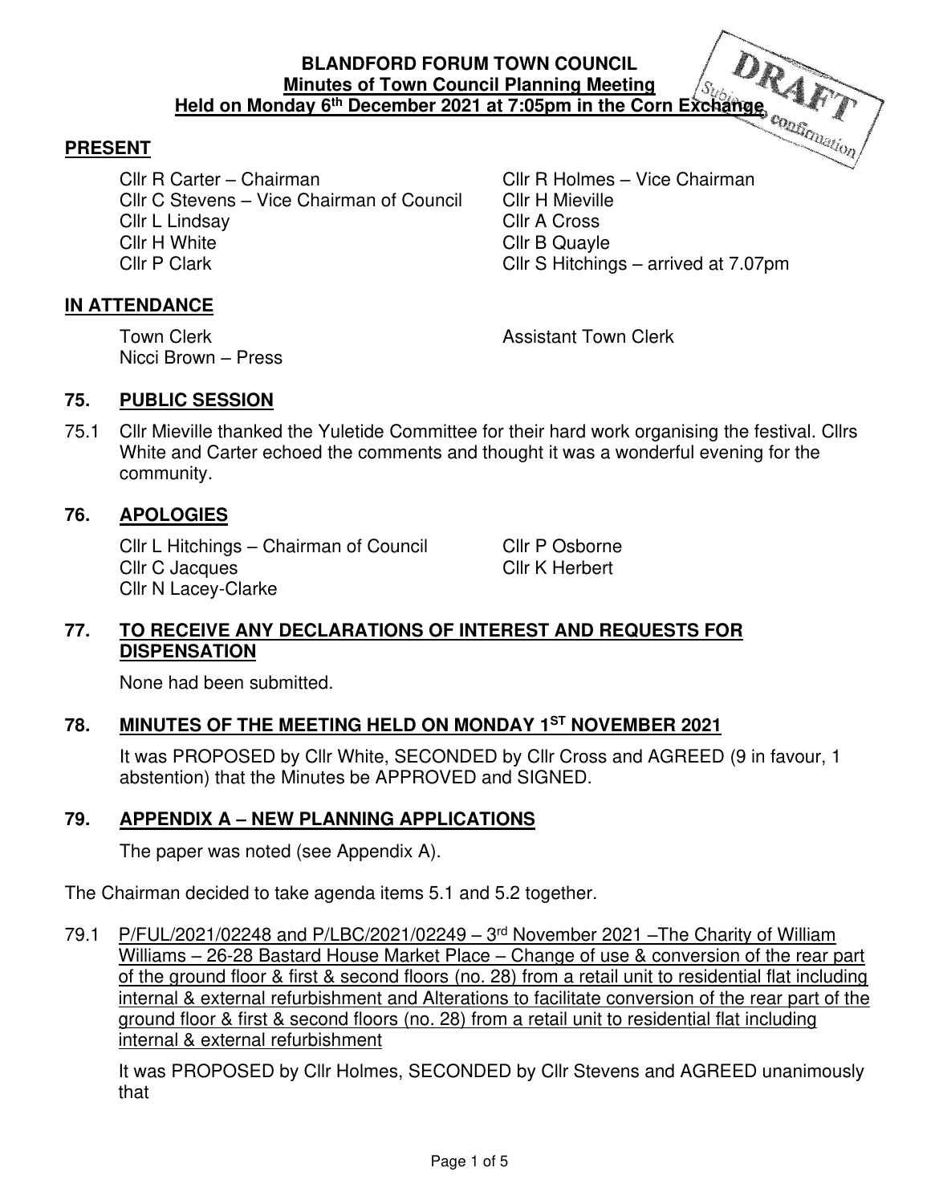**BLANDFORD FORUM TOWN COUNCIL**
**Minutes of Town Council Planning Meeting**
**Held on Monday 6th December 2021 at 7:05pm in the Corn Exchange**

DRAFT Subject to confirmation

## PRESENT

Cllr R Carter – Chairman
Cllr R Holmes – Vice Chairman
Cllr C Stevens – Vice Chairman of Council
Cllr H Mieville
Cllr L Lindsay
Cllr A Cross
Cllr H White
Cllr B Quayle
Cllr P Clark
Cllr S Hitchings – arrived at 7.07pm

## IN ATTENDANCE

Town Clerk
Assistant Town Clerk
Nicci Brown – Press

## 75. PUBLIC SESSION

75.1 Cllr Mieville thanked the Yuletide Committee for their hard work organising the festival. Cllrs White and Carter echoed the comments and thought it was a wonderful evening for the community.

## 76. APOLOGIES

Cllr L Hitchings – Chairman of Council
Cllr P Osborne
Cllr C Jacques
Cllr K Herbert
Cllr N Lacey-Clarke

## 77. TO RECEIVE ANY DECLARATIONS OF INTEREST AND REQUESTS FOR DISPENSATION

None had been submitted.

## 78. MINUTES OF THE MEETING HELD ON MONDAY 1ST NOVEMBER 2021

It was PROPOSED by Cllr White, SECONDED by Cllr Cross and AGREED (9 in favour, 1 abstention) that the Minutes be APPROVED and SIGNED.

## 79. APPENDIX A – NEW PLANNING APPLICATIONS

The paper was noted (see Appendix A).

The Chairman decided to take agenda items 5.1 and 5.2 together.

79.1 P/FUL/2021/02248 and P/LBC/2021/02249 – 3rd November 2021 –The Charity of William Williams – 26-28 Bastard House Market Place – Change of use & conversion of the rear part of the ground floor & first & second floors (no. 28) from a retail unit to residential flat including internal & external refurbishment and Alterations to facilitate conversion of the rear part of the ground floor & first & second floors (no. 28) from a retail unit to residential flat including internal & external refurbishment

It was PROPOSED by Cllr Holmes, SECONDED by Cllr Stevens and AGREED unanimously that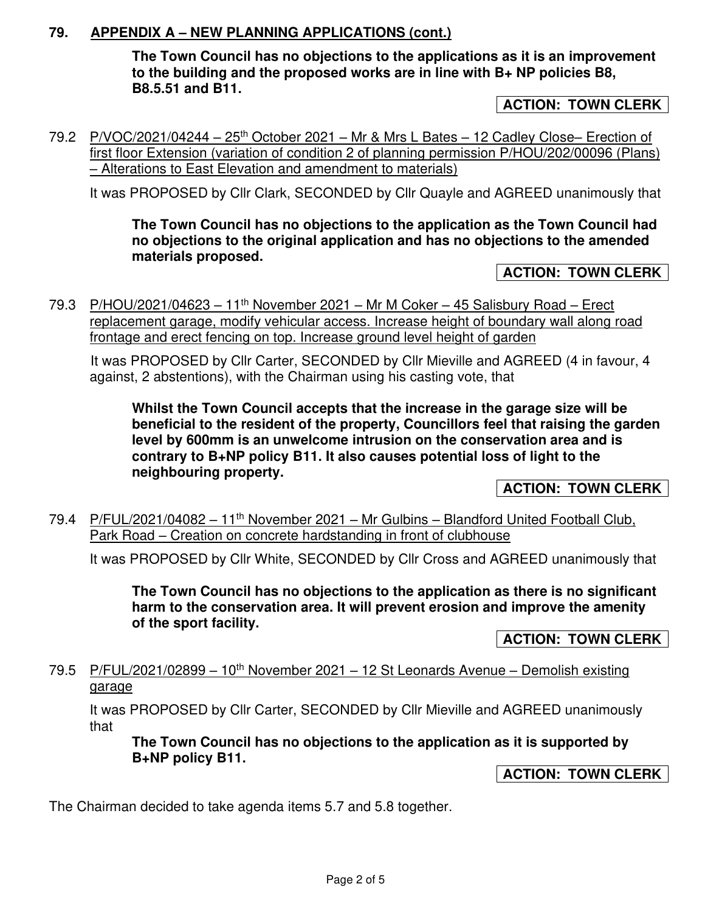## 79. APPENDIX A – NEW PLANNING APPLICATIONS (cont.)

**The Town Council has no objections to the applications as it is an improvement to the building and the proposed works are in line with B+ NP policies B8, B8.5.51 and B11.**

**ACTION: TOWN CLERK**

79.2 P/VOC/2021/04244 – 25th October 2021 – Mr & Mrs L Bates – 12 Cadley Close– Erection of first floor Extension (variation of condition 2 of planning permission P/HOU/202/00096 (Plans) – Alterations to East Elevation and amendment to materials)

It was PROPOSED by Cllr Clark, SECONDED by Cllr Quayle and AGREED unanimously that

**The Town Council has no objections to the application as the Town Council had no objections to the original application and has no objections to the amended materials proposed.**

**ACTION: TOWN CLERK**

79.3 P/HOU/2021/04623 – 11th November 2021 – Mr M Coker – 45 Salisbury Road – Erect replacement garage, modify vehicular access. Increase height of boundary wall along road frontage and erect fencing on top. Increase ground level height of garden

It was PROPOSED by Cllr Carter, SECONDED by Cllr Mieville and AGREED (4 in favour, 4 against, 2 abstentions), with the Chairman using his casting vote, that

**Whilst the Town Council accepts that the increase in the garage size will be beneficial to the resident of the property, Councillors feel that raising the garden level by 600mm is an unwelcome intrusion on the conservation area and is contrary to B+NP policy B11. It also causes potential loss of light to the neighbouring property.**

**ACTION: TOWN CLERK**

79.4 P/FUL/2021/04082 – 11th November 2021 – Mr Gulbins – Blandford United Football Club, Park Road – Creation on concrete hardstanding in front of clubhouse

It was PROPOSED by Cllr White, SECONDED by Cllr Cross and AGREED unanimously that

**The Town Council has no objections to the application as there is no significant harm to the conservation area. It will prevent erosion and improve the amenity of the sport facility.**

**ACTION: TOWN CLERK**

79.5 P/FUL/2021/02899 – 10th November 2021 – 12 St Leonards Avenue – Demolish existing garage

It was PROPOSED by Cllr Carter, SECONDED by Cllr Mieville and AGREED unanimously that

**The Town Council has no objections to the application as it is supported by B+NP policy B11.**

**ACTION: TOWN CLERK**

The Chairman decided to take agenda items 5.7 and 5.8 together.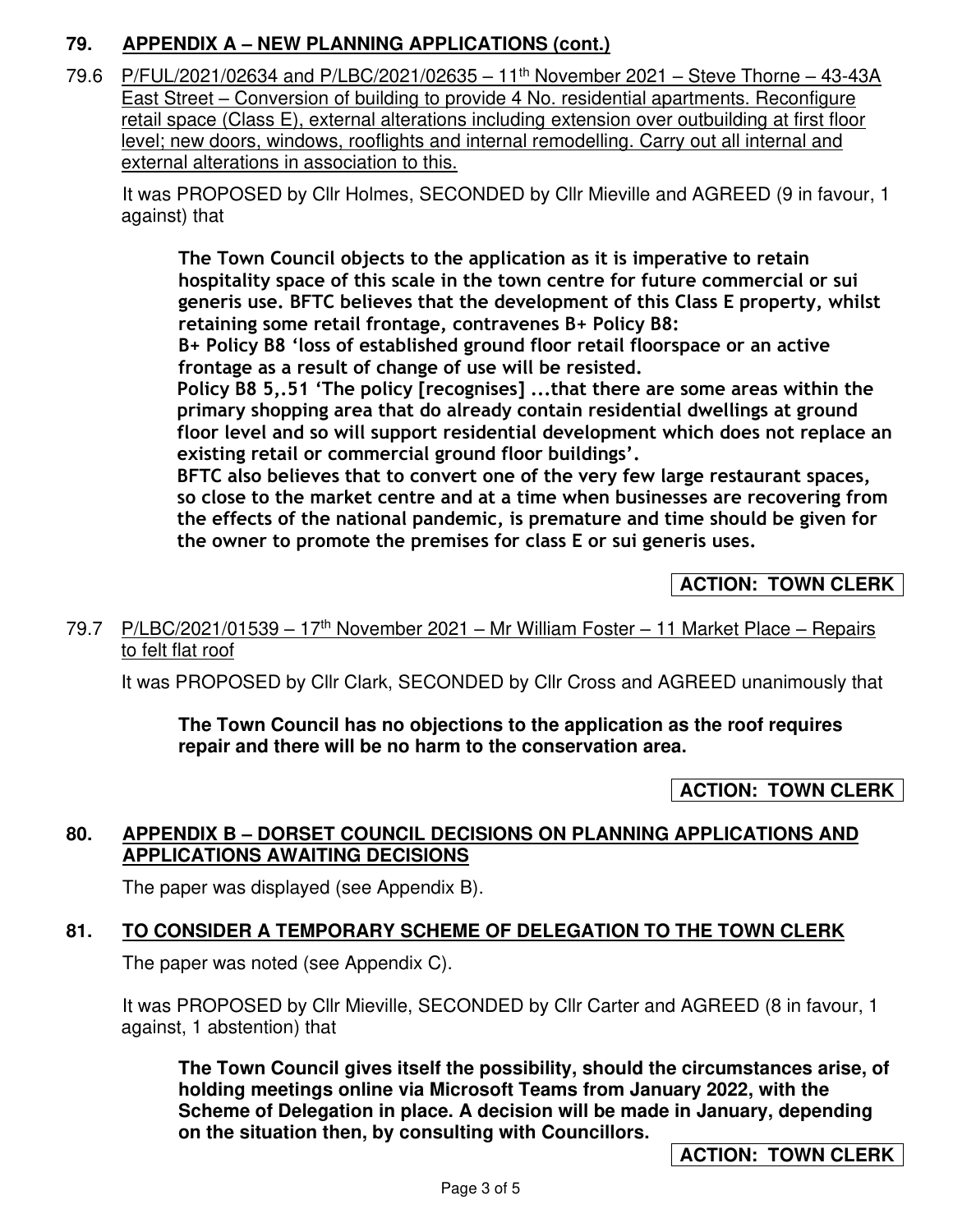## 79. APPENDIX A – NEW PLANNING APPLICATIONS (cont.)

79.6 P/FUL/2021/02634 and P/LBC/2021/02635 – 11th November 2021 – Steve Thorne – 43-43A East Street – Conversion of building to provide 4 No. residential apartments. Reconfigure retail space (Class E), external alterations including extension over outbuilding at first floor level; new doors, windows, rooflights and internal remodelling. Carry out all internal and external alterations in association to this.

It was PROPOSED by Cllr Holmes, SECONDED by Cllr Mieville and AGREED (9 in favour, 1 against) that

> **The Town Council objects to the application as it is imperative to retain hospitality space of this scale in the town centre for future commercial or sui generis use. BFTC believes that the development of this Class E property, whilst retaining some retail frontage, contravenes B+ Policy B8:**
> **B+ Policy B8 'loss of established ground floor retail floorspace or an active frontage as a result of change of use will be resisted.**
> **Policy B8 5,.51 'The policy [recognises] ...that there are some areas within the primary shopping area that do already contain residential dwellings at ground floor level and so will support residential development which does not replace an existing retail or commercial ground floor buildings'.**
> **BFTC also believes that to convert one of the very few large restaurant spaces, so close to the market centre and at a time when businesses are recovering from the effects of the national pandemic, is premature and time should be given for the owner to promote the premises for class E or sui generis uses.**

**ACTION: TOWN CLERK**

79.7 P/LBC/2021/01539 – 17th November 2021 – Mr William Foster – 11 Market Place – Repairs to felt flat roof

It was PROPOSED by Cllr Clark, SECONDED by Cllr Cross and AGREED unanimously that

> **The Town Council has no objections to the application as the roof requires repair and there will be no harm to the conservation area.**

**ACTION: TOWN CLERK**

## 80. APPENDIX B – DORSET COUNCIL DECISIONS ON PLANNING APPLICATIONS AND APPLICATIONS AWAITING DECISIONS

The paper was displayed (see Appendix B).

## 81. TO CONSIDER A TEMPORARY SCHEME OF DELEGATION TO THE TOWN CLERK

The paper was noted (see Appendix C).

It was PROPOSED by Cllr Mieville, SECONDED by Cllr Carter and AGREED (8 in favour, 1 against, 1 abstention) that

> **The Town Council gives itself the possibility, should the circumstances arise, of holding meetings online via Microsoft Teams from January 2022, with the Scheme of Delegation in place. A decision will be made in January, depending on the situation then, by consulting with Councillors.**

**ACTION: TOWN CLERK**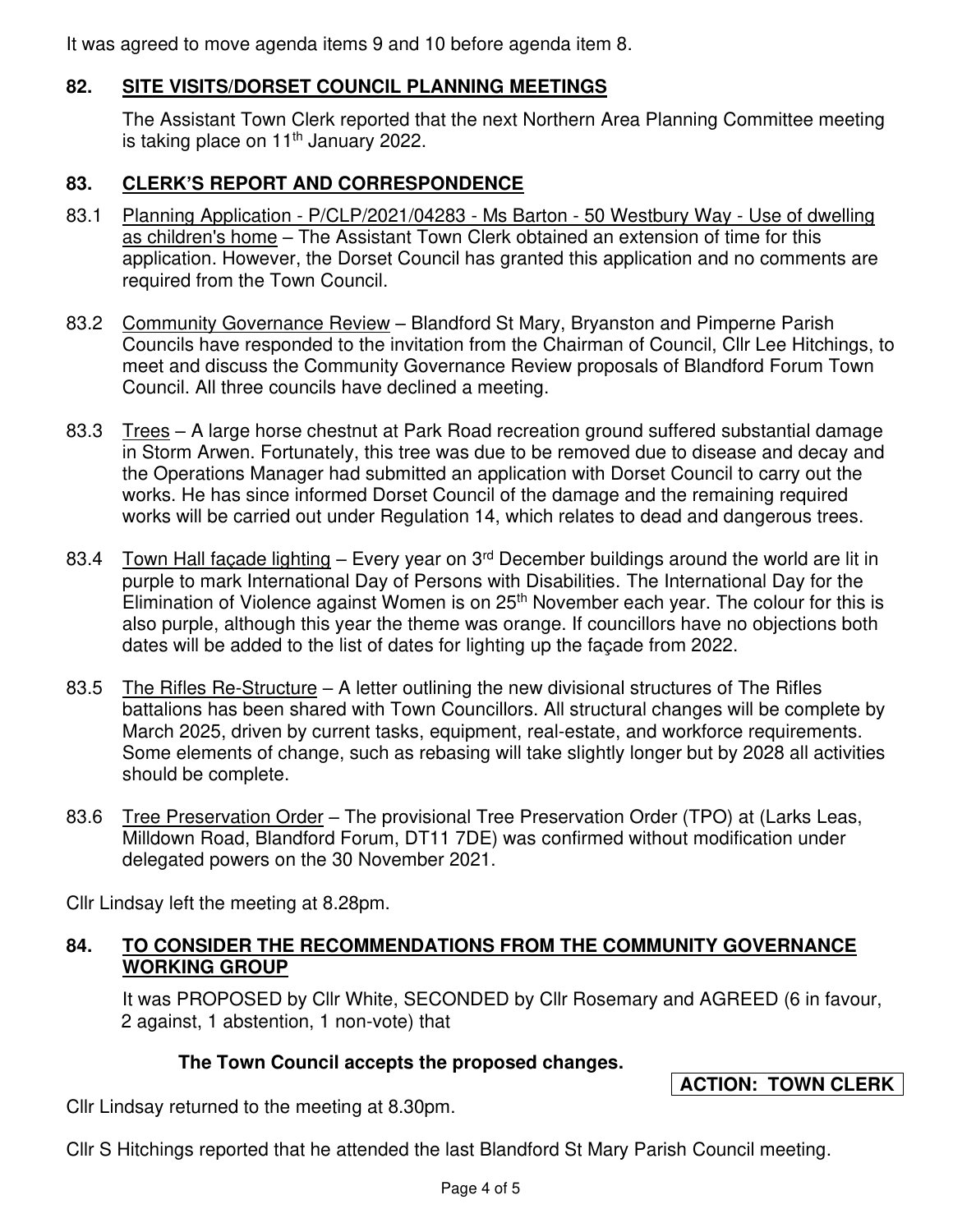It was agreed to move agenda items 9 and 10 before agenda item 8.

## 82. SITE VISITS/DORSET COUNCIL PLANNING MEETINGS

The Assistant Town Clerk reported that the next Northern Area Planning Committee meeting is taking place on 11th January 2022.

## 83. CLERK'S REPORT AND CORRESPONDENCE

83.1 Planning Application - P/CLP/2021/04283 - Ms Barton - 50 Westbury Way - Use of dwelling as children's home – The Assistant Town Clerk obtained an extension of time for this application. However, the Dorset Council has granted this application and no comments are required from the Town Council.

83.2 Community Governance Review – Blandford St Mary, Bryanston and Pimperne Parish Councils have responded to the invitation from the Chairman of Council, Cllr Lee Hitchings, to meet and discuss the Community Governance Review proposals of Blandford Forum Town Council. All three councils have declined a meeting.

83.3 Trees – A large horse chestnut at Park Road recreation ground suffered substantial damage in Storm Arwen. Fortunately, this tree was due to be removed due to disease and decay and the Operations Manager had submitted an application with Dorset Council to carry out the works. He has since informed Dorset Council of the damage and the remaining required works will be carried out under Regulation 14, which relates to dead and dangerous trees.

83.4 Town Hall façade lighting – Every year on 3rd December buildings around the world are lit in purple to mark International Day of Persons with Disabilities. The International Day for the Elimination of Violence against Women is on 25th November each year. The colour for this is also purple, although this year the theme was orange. If councillors have no objections both dates will be added to the list of dates for lighting up the façade from 2022.

83.5 The Rifles Re-Structure – A letter outlining the new divisional structures of The Rifles battalions has been shared with Town Councillors. All structural changes will be complete by March 2025, driven by current tasks, equipment, real-estate, and workforce requirements. Some elements of change, such as rebasing will take slightly longer but by 2028 all activities should be complete.

83.6 Tree Preservation Order – The provisional Tree Preservation Order (TPO) at (Larks Leas, Milldown Road, Blandford Forum, DT11 7DE) was confirmed without modification under delegated powers on the 30 November 2021.

Cllr Lindsay left the meeting at 8.28pm.

## 84. TO CONSIDER THE RECOMMENDATIONS FROM THE COMMUNITY GOVERNANCE WORKING GROUP

It was PROPOSED by Cllr White, SECONDED by Cllr Rosemary and AGREED (6 in favour, 2 against, 1 abstention, 1 non-vote) that

**The Town Council accepts the proposed changes.**

**ACTION: TOWN CLERK**

Cllr Lindsay returned to the meeting at 8.30pm.

Cllr S Hitchings reported that he attended the last Blandford St Mary Parish Council meeting.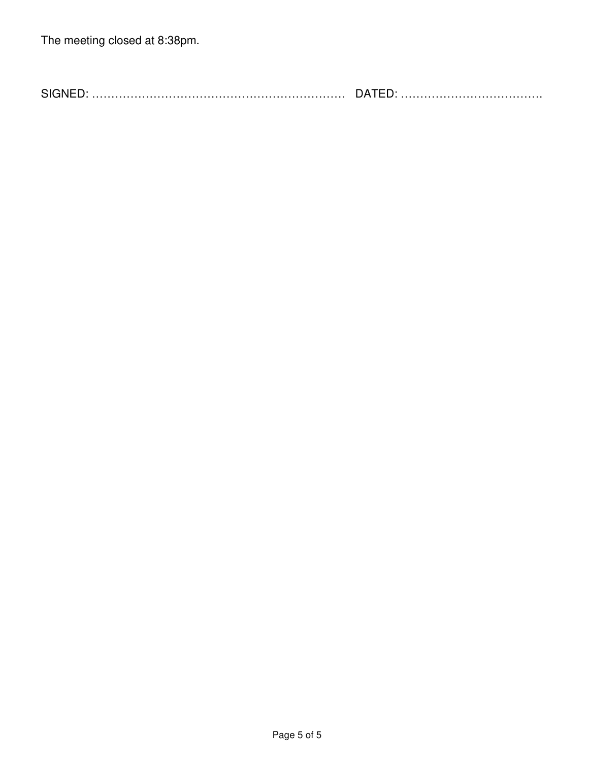The meeting closed at 8:38pm.

SIGNED: ………………………………………………………… DATED: ………………………………